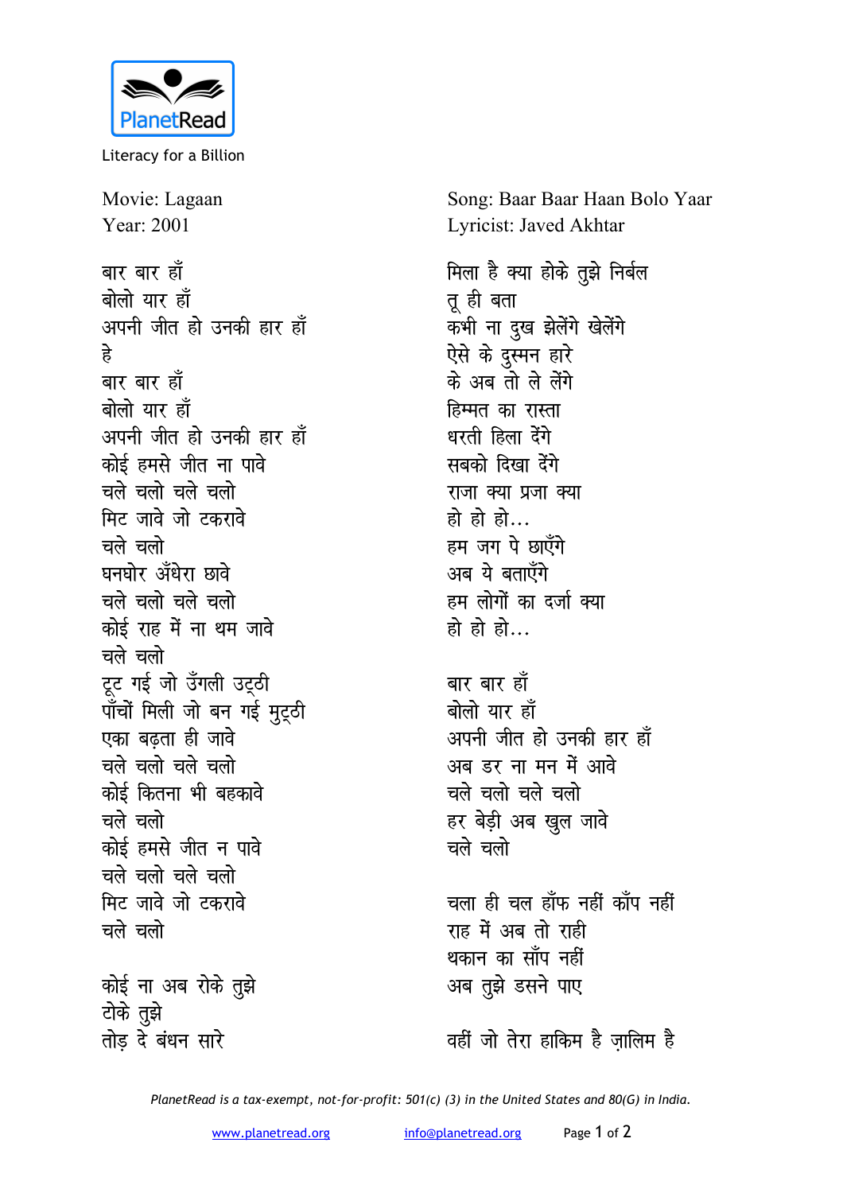PlanetRead

Literacy for a Billion

Movie: Lagaan
Year: 2001

Song: Baar Baar Haan Bolo Yaar
Lyricist: Javed Akhtar

बार बार हाँ
बोलो यार हाँ
अपनी जीत हो उनकी हार हाँ
हे
बार बार हाँ
बोलो यार हाँ
अपनी जीत हो उनकी हार हाँ
कोई हमसे जीत ना पावे
चले चलो चले चलो
मिट जावे जो टकरावे
चले चलो
घनघोर अँधेरा छावे
चले चलो चले चलो
कोई राह में ना थम जावे
चले चलो
टूट गई जो उँगली उट्ठी
पाँचों मिली जो बन गई मुट्ठी
एका बढ़ता ही जावे
चले चलो चले चलो
कोई कितना भी बहकावे
चले चलो
कोई हमसे जीत न पावे
चले चलो चले चलो
मिट जावे जो टकरावे
चले चलो

कोई ना अब रोके तुझे
टोके तुझे
तोड़ दे बंधन सारे

मिला है क्या होके तुझे निर्बल
तू ही बता
कभी ना दुख झेलेंगे खेलेंगे
ऐसे के दुस्मन हारे
के अब तो ले लेंगे
हिम्मत का रास्ता
धरती हिला देंगे
सबको दिखा देंगे
राजा क्या प्रजा क्या
हो हो हो...
हम जग पे छाएँगे
अब ये बताएँगे
हम लोगों का दर्जा क्या
हो हो हो...

बार बार हाँ
बोलो यार हाँ
अपनी जीत हो उनकी हार हाँ
अब डर ना मन में आवे
चले चलो चले चलो
हर बेड़ी अब खुल जावे
चले चलो

चला ही चल हाँफ नहीं काँप नहीं
राह में अब तो राही
थकान का साँप नहीं
अब तुझे डसने पाए

वहीं जो तेरा हाकिम है ज़ालिम है

*PlanetRead is a tax-exempt, not-for-profit: 501(c) (3) in the United States and 80(G) in India.*

www.planetread.org info@planetread.org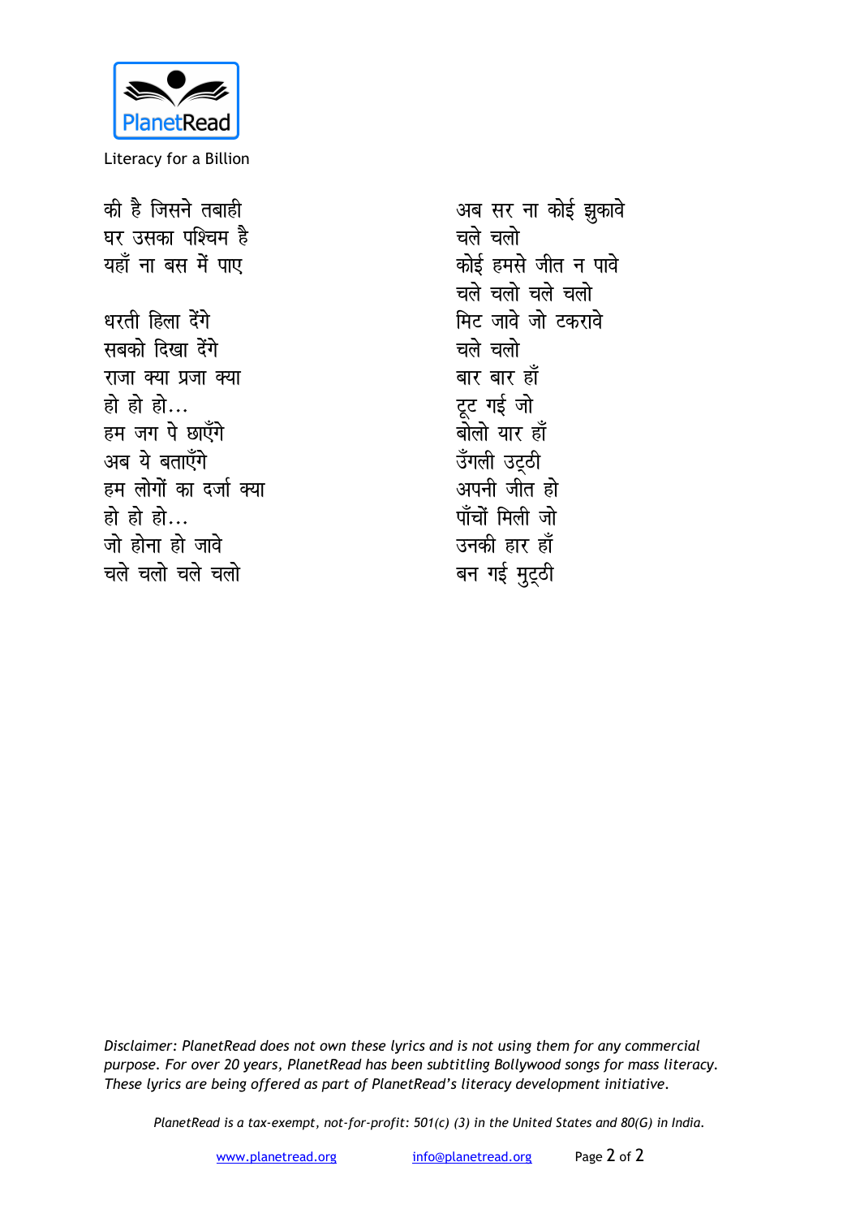की है जिसने तबाही
घर उसका पश्चिम है
यहाँ ना बस में पाए

धरती हिला देंगे
सबको दिखा देंगे
राजा क्या प्रजा क्या
हो हो हो...
हम जग पे छाएँगे
अब ये बताएँगे
हम लोगों का दर्जा क्या
हो हो हो...
जो होना हो जावे
चले चलो चले चलो

अब सर ना कोई झुकावे
चले चलो
कोई हमसे जीत न पावे
चले चलो चले चलो
मिट जावे जो टकरावे
चले चलो
बार बार हाँ
टूट गई जो
बोलो यार हाँ
उँगली उट्ठी
अपनी जीत हो
पाँचों मिली जो
उनकी हार हाँ
बन गई मुट्ठी

*Disclaimer: PlanetRead does not own these lyrics and is not using them for any commercial purpose. For over 20 years, PlanetRead has been subtitling Bollywood songs for mass literacy. These lyrics are being offered as part of PlanetRead's literacy development initiative.*

*PlanetRead is a tax-exempt, not-for-profit: 501(c) (3) in the United States and 80(G) in India.*

www.planetread.org info@planetread.org